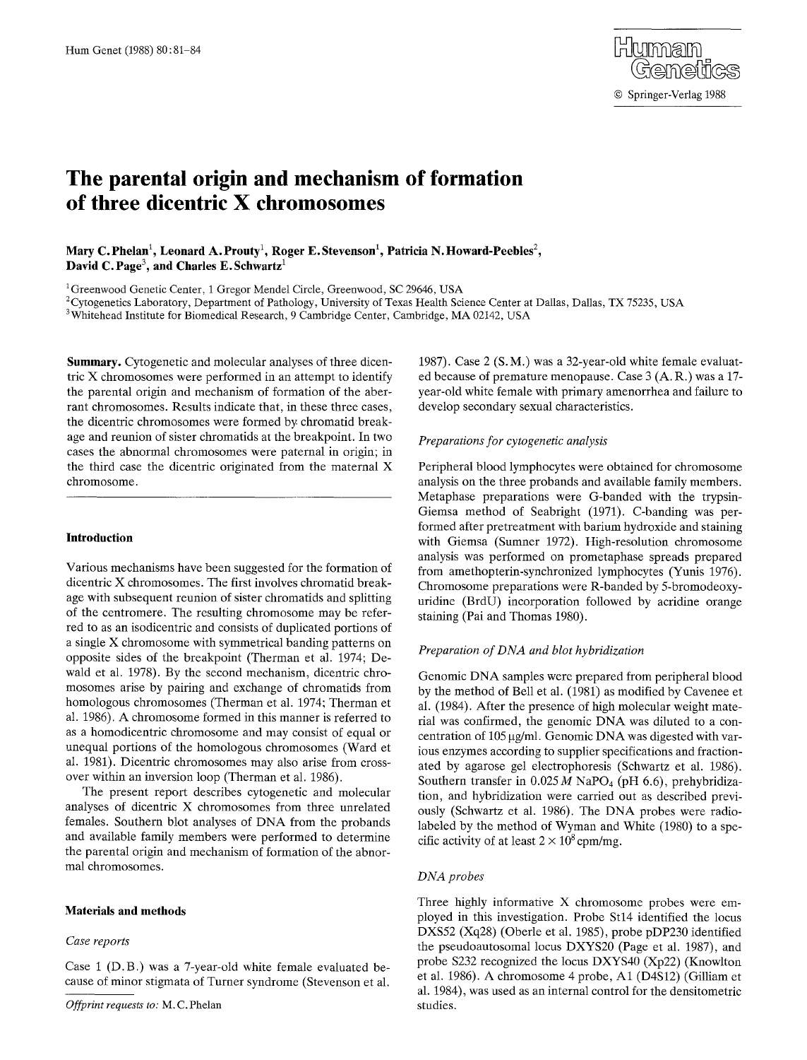# The parental origin and mechanism of formation of three dicentric X chromosomes

**Mary C. Phelan[1], Leonard A. Prouty[1], Roger E. Stevenson[1], Patricia N. Howard-Peebles[2], David C. Page[3], and Charles E. Schwartz[1]**

[1] Greenwood Genetic Center, 1 Gregor Mendel Circle, Greenwood, SC 29646, USA
[2] Cytogenetics Laboratory, Department of Pathology, University of Texas Health Science Center at Dallas, Dallas, TX 75235, USA
[3] Whitehead Institute for Biomedical Research, 9 Cambridge Center, Cambridge, MA 02142, USA

**Summary.** Cytogenetic and molecular analyses of three dicentric X chromosomes were performed in an attempt to identify the parental origin and mechanism of formation of the aberrant chromosomes. Results indicate that, in these three cases, the dicentric chromosomes were formed by chromatid breakage and reunion of sister chromatids at the breakpoint. In two cases the abnormal chromosomes were paternal in origin; in the third case the dicentric originated from the maternal X chromosome.

## Introduction

Various mechanisms have been suggested for the formation of dicentric X chromosomes. The first involves chromatid breakage with subsequent reunion of sister chromatids and splitting of the centromere. The resulting chromosome may be referred to as an isodicentric and consists of duplicated portions of a single X chromosome with symmetrical banding patterns on opposite sides of the breakpoint (Therman et al. 1974; Dewald et al. 1978). By the second mechanism, dicentric chromosomes arise by pairing and exchange of chromatids from homologous chromosomes (Therman et al. 1974; Therman et al. 1986). A chromosome formed in this manner is referred to as a homodicentric chromosome and may consist of equal or unequal portions of the homologous chromosomes (Ward et al. 1981). Dicentric chromosomes may also arise from crossover within an inversion loop (Therman et al. 1986).

The present report describes cytogenetic and molecular analyses of dicentric X chromosomes from three unrelated females. Southern blot analyses of DNA from the probands and available family members were performed to determine the parental origin and mechanism of formation of the abnormal chromosomes.

## Materials and methods

### *Case reports*

Case 1 (D.B.) was a 7-year-old white female evaluated because of minor stigmata of Turner syndrome (Stevenson et al. 1987). Case 2 (S.M.) was a 32-year-old white female evaluated because of premature menopause. Case 3 (A.R.) was a 17-year-old white female with primary amenorrhea and failure to develop secondary sexual characteristics.

### *Preparations for cytogenetic analysis*

Peripheral blood lymphocytes were obtained for chromosome analysis on the three probands and available family members. Metaphase preparations were G-banded with the trypsin-Giemsa method of Seabright (1971). C-banding was performed after pretreatment with barium hydroxide and staining with Giemsa (Sumner 1972). High-resolution chromosome analysis was performed on prometaphase spreads prepared from amethopterin-synchronized lymphocytes (Yunis 1976). Chromosome preparations were R-banded by 5-bromodeoxyuridine (BrdU) incorporation followed by acridine orange staining (Pai and Thomas 1980).

### *Preparation of DNA and blot hybridization*

Genomic DNA samples were prepared from peripheral blood by the method of Bell et al. (1981) as modified by Cavenee et al. (1984). After the presence of high molecular weight material was confirmed, the genomic DNA was diluted to a concentration of 105 μg/ml. Genomic DNA was digested with various enzymes according to supplier specifications and fractionated by agarose gel electrophoresis (Schwartz et al. 1986). Southern transfer in 0.025 *M* $NaPO_4$ (pH 6.6), prehybridization, and hybridization were carried out as described previously (Schwartz et al. 1986). The DNA probes were radiolabeled by the method of Wyman and White (1980) to a specific activity of at least $2 \times 10^8$ cpm/mg.

### *DNA probes*

Three highly informative X chromosome probes were employed in this investigation. Probe St14 identified the locus DXS52 (Xq28) (Oberle et al. 1985), probe pDP230 identified the pseudoautosomal locus DXYS20 (Page et al. 1987), and probe S232 recognized the locus DXYS40 (Xp22) (Knowlton et al. 1986). A chromosome 4 probe, A1 (D4S12) (Gilliam et al. 1984), was used as an internal control for the densitometric studies.

*Offprint requests to:* M.C. Phelan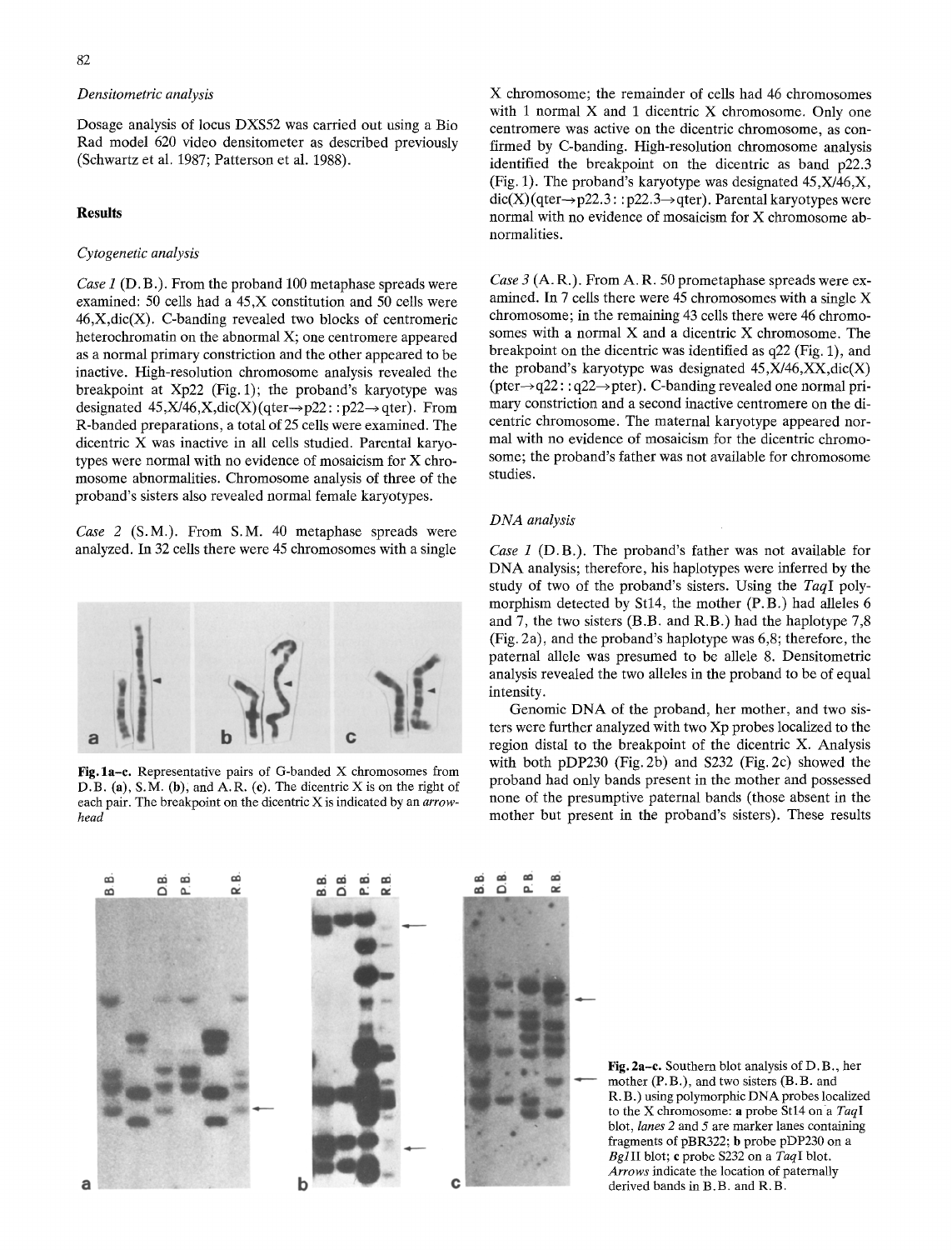### Densitometric analysis

Dosage analysis of locus DXS52 was carried out using a Bio Rad model 620 video densitometer as described previously (Schwartz et al. 1987; Patterson et al. 1988).

## Results

### Cytogenetic analysis

*Case 1* (D.B.). From the proband 100 metaphase spreads were examined: 50 cells had a 45,X constitution and 50 cells were 46,X,dic(X). C-banding revealed two blocks of centromeric heterochromatin on the abnormal X; one centromere appeared as a normal primary constriction and the other appeared to be inactive. High-resolution chromosome analysis revealed the breakpoint at Xp22 (Fig. 1); the proband's karyotype was designated 45,X/46,X,dic(X)(qter→p22::p22→qter). From R-banded preparations, a total of 25 cells were examined. The dicentric X was inactive in all cells studied. Parental karyotypes were normal with no evidence of mosaicism for X chromosome abnormalities. Chromosome analysis of three of the proband's sisters also revealed normal female karyotypes.

*Case 2* (S.M.). From S.M. 40 metaphase spreads were analyzed. In 32 cells there were 45 chromosomes with a single X chromosome; the remainder of cells had 46 chromosomes with 1 normal X and 1 dicentric X chromosome. Only one centromere was active on the dicentric chromosome, as confirmed by C-banding. High-resolution chromosome analysis identified the breakpoint on the dicentric as band p22.3 (Fig. 1). The proband's karyotype was designated 45,X/46,X, dic(X)(qter→p22.3::p22.3→qter). Parental karyotypes were normal with no evidence of mosaicism for X chromosome abnormalities.

*Case 3* (A.R.). From A.R. 50 prometaphase spreads were examined. In 7 cells there were 45 chromosomes with a single X chromosome; in the remaining 43 cells there were 46 chromosomes with a normal X and a dicentric X chromosome. The breakpoint on the dicentric was identified as q22 (Fig. 1), and the proband's karyotype was designated 45,X/46,XX,dic(X)(pter→q22::q22→pter). C-banding revealed one normal primary constriction and a second inactive centromere on the dicentric chromosome. The maternal karyotype appeared normal with no evidence of mosaicism for the dicentric chromosome; the proband's father was not available for chromosome studies.

**Fig. 1a–c.** Representative pairs of G-banded X chromosomes from D.B. (**a**), S.M. (**b**), and A.R. (**c**). The dicentric X is on the right of each pair. The breakpoint on the dicentric X is indicated by an *arrowhead*

### DNA analysis

*Case 1* (D.B.). The proband's father was not available for DNA analysis; therefore, his haplotypes were inferred by the study of two of the proband's sisters. Using the *Taq*I polymorphism detected by St14, the mother (P.B.) had alleles 6 and 7, the two sisters (B.B. and R.B.) had the haplotype 7,8 (Fig. 2a), and the proband's haplotype was 6,8; therefore, the paternal allele was presumed to be allele 8. Densitometric analysis revealed the two alleles in the proband to be of equal intensity.

Genomic DNA of the proband, her mother, and two sisters were further analyzed with two Xp probes localized to the region distal to the breakpoint of the dicentric X. Analysis with both pDP230 (Fig. 2b) and S232 (Fig. 2c) showed the proband had only bands present in the mother and possessed none of the presumptive paternal bands (those absent in the mother but present in the proband's sisters). These results

**Fig. 2a–c.** Southern blot analysis of D.B., her mother (P.B.), and two sisters (B.B. and R.B.) using polymorphic DNA probes localized to the X chromosome: **a** probe St14 on a *Taq*I blot, *lanes 2* and *5* are marker lanes containing fragments of pBR322; **b** probe pDP230 on a *Bgl*II blot; **c** probe S232 on a *Taq*I blot. *Arrows* indicate the location of paternally derived bands in B.B. and R.B.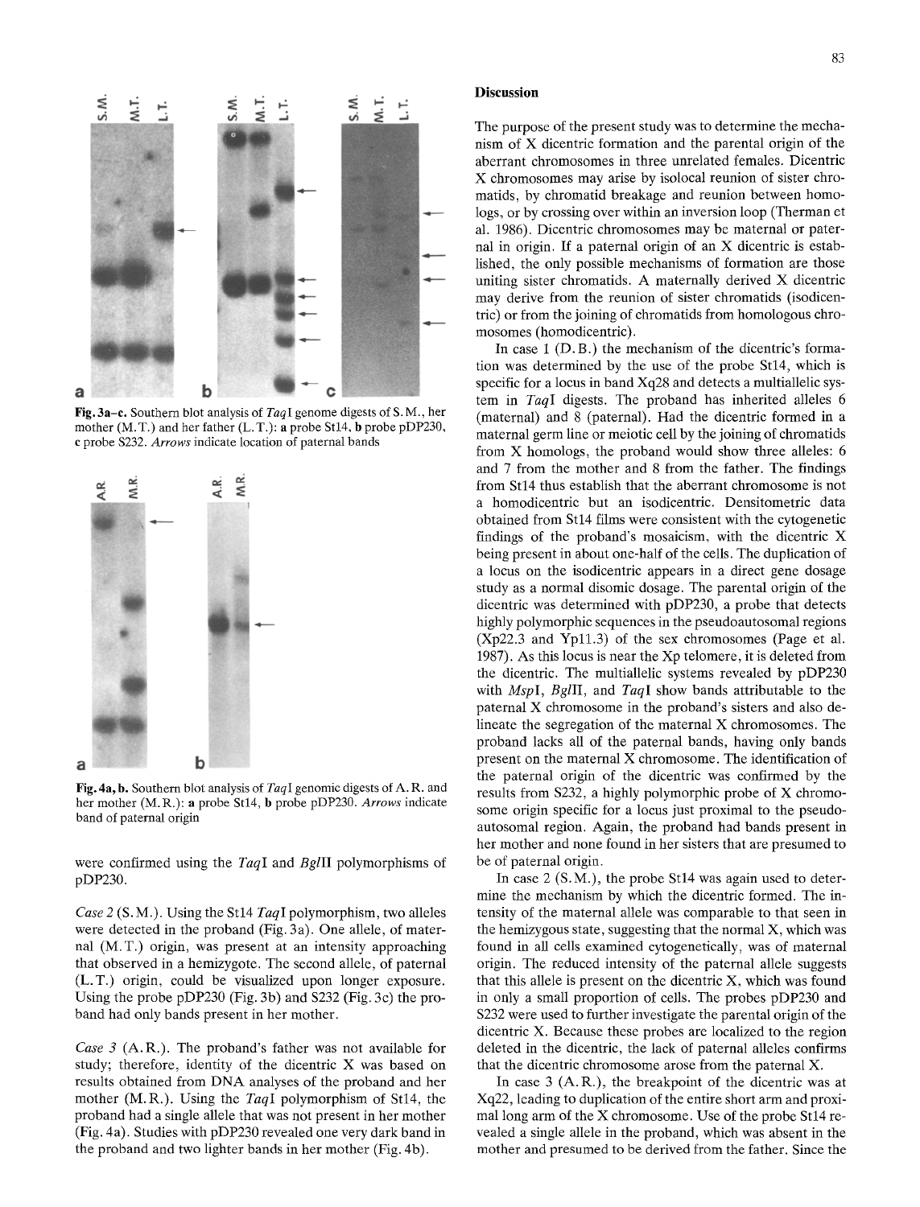**Fig. 3a–c.** Southern blot analysis of *Taq*I genome digests of S. M., her mother (M. T.) and her father (L. T.): **a** probe St14, **b** probe pDP230, **c** probe S232. *Arrows* indicate location of paternal bands

**Fig. 4a, b.** Southern blot analysis of *Taq*I genomic digests of A. R. and her mother (M. R.): **a** probe St14, **b** probe pDP230. *Arrows* indicate band of paternal origin

were confirmed using the *Taq*I and *Bgl*II polymorphisms of pDP230.

*Case 2* (S. M.). Using the St14 *Taq*I polymorphism, two alleles were detected in the proband (Fig. 3a). One allele, of maternal (M. T.) origin, was present at an intensity approaching that observed in a hemizygote. The second allele, of paternal (L. T.) origin, could be visualized upon longer exposure. Using the probe pDP230 (Fig. 3b) and S232 (Fig. 3c) the proband had only bands present in her mother.

*Case 3* (A. R.). The proband's father was not available for study; therefore, identity of the dicentric X was based on results obtained from DNA analyses of the proband and her mother (M. R.). Using the *Taq*I polymorphism of St14, the proband had a single allele that was not present in her mother (Fig. 4a). Studies with pDP230 revealed one very dark band in the proband and two lighter bands in her mother (Fig. 4b).

## Discussion

The purpose of the present study was to determine the mechanism of X dicentric formation and the parental origin of the aberrant chromosomes in three unrelated females. Dicentric X chromosomes may arise by isolocal reunion of sister chromatids, by chromatid breakage and reunion between homologs, or by crossing over within an inversion loop (Therman et al. 1986). Dicentric chromosomes may be maternal or paternal in origin. If a paternal origin of an X dicentric is established, the only possible mechanisms of formation are those uniting sister chromatids. A maternally derived X dicentric may derive from the reunion of sister chromatids (isodicentric) or from the joining of chromatids from homologous chromosomes (homodicentric).

In case 1 (D. B.) the mechanism of the dicentric's formation was determined by the use of the probe St14, which is specific for a locus in band Xq28 and detects a multiallelic system in *Taq*I digests. The proband has inherited alleles 6 (maternal) and 8 (paternal). Had the dicentric formed in a maternal germ line or meiotic cell by the joining of chromatids from X homologs, the proband would show three alleles: 6 and 7 from the mother and 8 from the father. The findings from St14 thus establish that the aberrant chromosome is not a homodicentric but an isodicentric. Densitometric data obtained from St14 films were consistent with the cytogenetic findings of the proband's mosaicism, with the dicentric X being present in about one-half of the cells. The duplication of a locus on the isodicentric appears in a direct gene dosage study as a normal disomic dosage. The parental origin of the dicentric was determined with pDP230, a probe that detects highly polymorphic sequences in the pseudoautosomal regions (Xp22.3 and Yp11.3) of the sex chromosomes (Page et al. 1987). As this locus is near the Xp telomere, it is deleted from the dicentric. The multiallelic systems revealed by pDP230 with *Msp*I, *Bgl*II, and *Taq*I show bands attributable to the paternal X chromosome in the proband's sisters and also delineate the segregation of the maternal X chromosomes. The proband lacks all of the paternal bands, having only bands present on the maternal X chromosome. The identification of the paternal origin of the dicentric was confirmed by the results from S232, a highly polymorphic probe of X chromosome origin specific for a locus just proximal to the pseudoautosomal region. Again, the proband had bands present in her mother and none found in her sisters that are presumed to be of paternal origin.

In case 2 (S. M.), the probe St14 was again used to determine the mechanism by which the dicentric formed. The intensity of the maternal allele was comparable to that seen in the hemizygous state, suggesting that the normal X, which was found in all cells examined cytogenetically, was of maternal origin. The reduced intensity of the paternal allele suggests that this allele is present on the dicentric X, which was found in only a small proportion of cells. The probes pDP230 and S232 were used to further investigate the parental origin of the dicentric X. Because these probes are localized to the region deleted in the dicentric, the lack of paternal alleles confirms that the dicentric chromosome arose from the paternal X.

In case 3 (A. R.), the breakpoint of the dicentric was at Xq22, leading to duplication of the entire short arm and proximal long arm of the X chromosome. Use of the probe St14 revealed a single allele in the proband, which was absent in the mother and presumed to be derived from the father. Since the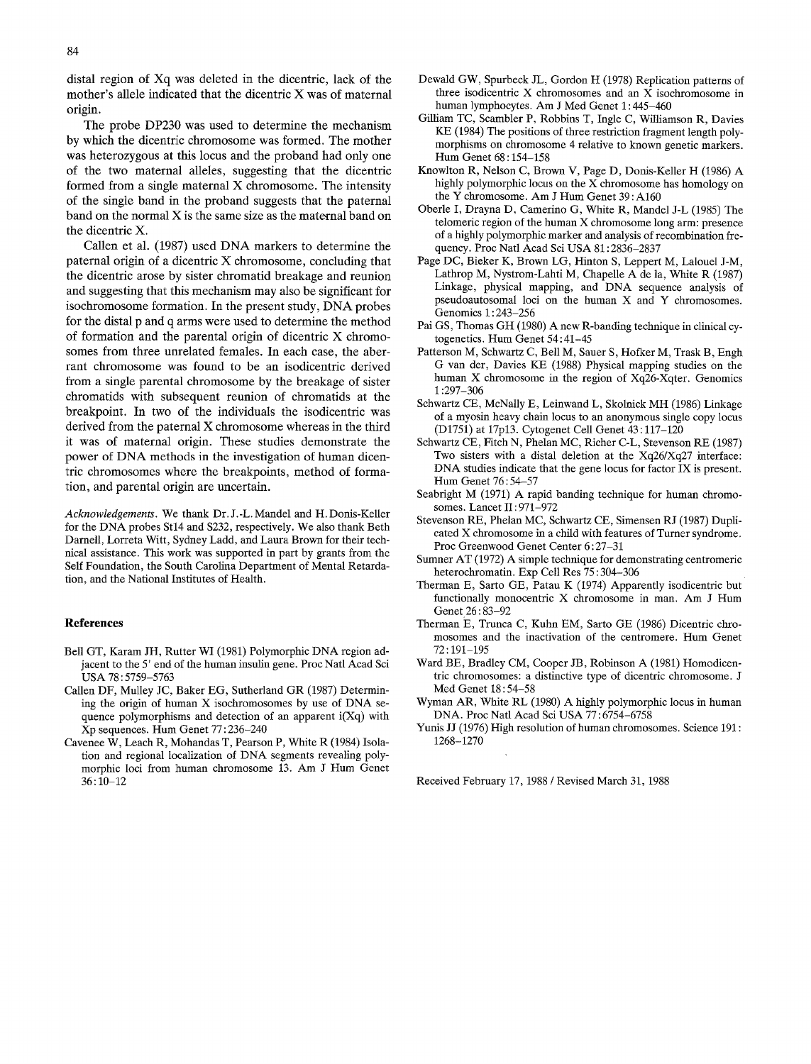distal region of Xq was deleted in the dicentric, lack of the mother's allele indicated that the dicentric X was of maternal origin.

The probe DP230 was used to determine the mechanism by which the dicentric chromosome was formed. The mother was heterozygous at this locus and the proband had only one of the two maternal alleles, suggesting that the dicentric formed from a single maternal X chromosome. The intensity of the single band in the proband suggests that the paternal band on the normal X is the same size as the maternal band on the dicentric X.

Callen et al. (1987) used DNA markers to determine the paternal origin of a dicentric X chromosome, concluding that the dicentric arose by sister chromatid breakage and reunion and suggesting that this mechanism may also be significant for isochromosome formation. In the present study, DNA probes for the distal p and q arms were used to determine the method of formation and the parental origin of dicentric X chromosomes from three unrelated females. In each case, the aberrant chromosome was found to be an isodicentric derived from a single parental chromosome by the breakage of sister chromatids with subsequent reunion of chromatids at the breakpoint. In two of the individuals the isodicentric was derived from the paternal X chromosome whereas in the third it was of maternal origin. These studies demonstrate the power of DNA methods in the investigation of human dicentric chromosomes where the breakpoints, method of formation, and parental origin are uncertain.

*Acknowledgements.* We thank Dr. J.-L. Mandel and H. Donis-Keller for the DNA probes St14 and S232, respectively. We also thank Beth Darnell, Lorreta Witt, Sydney Ladd, and Laura Brown for their technical assistance. This work was supported in part by grants from the Self Foundation, the South Carolina Department of Mental Retardation, and the National Institutes of Health.

## References

Bell GT, Karam JH, Rutter WI (1981) Polymorphic DNA region adjacent to the 5′ end of the human insulin gene. Proc Natl Acad Sci USA 78:5759–5763

Callen DF, Mulley JC, Baker EG, Sutherland GR (1987) Determining the origin of human X isochromosomes by use of DNA sequence polymorphisms and detection of an apparent i(Xq) with Xp sequences. Hum Genet 77:236–240

Cavenee W, Leach R, Mohandas T, Pearson P, White R (1984) Isolation and regional localization of DNA segments revealing polymorphic loci from human chromosome 13. Am J Hum Genet 36:10–12

Dewald GW, Spurbeck JL, Gordon H (1978) Replication patterns of three isodicentric X chromosomes and an X isochromosome in human lymphocytes. Am J Med Genet 1:445–460

Gilliam TC, Scambler P, Robbins T, Ingle C, Williamson R, Davies KE (1984) The positions of three restriction fragment length polymorphisms on chromosome 4 relative to known genetic markers. Hum Genet 68:154–158

Knowlton R, Nelson C, Brown V, Page D, Donis-Keller H (1986) A highly polymorphic locus on the X chromosome has homology on the Y chromosome. Am J Hum Genet 39:A160

Oberle I, Drayna D, Camerino G, White R, Mandel J-L (1985) The telomeric region of the human X chromosome long arm: presence of a highly polymorphic marker and analysis of recombination frequency. Proc Natl Acad Sci USA 81:2836–2837

Page DC, Bieker K, Brown LG, Hinton S, Leppert M, Lalouel J-M, Lathrop M, Nystrom-Lahti M, Chapelle A de la, White R (1987) Linkage, physical mapping, and DNA sequence analysis of pseudoautosomal loci on the human X and Y chromosomes. Genomics 1:243–256

Pai GS, Thomas GH (1980) A new R-banding technique in clinical cytogenetics. Hum Genet 54:41–45

Patterson M, Schwartz C, Bell M, Sauer S, Hofker M, Trask B, Engh G van der, Davies KE (1988) Physical mapping studies on the human X chromosome in the region of Xq26-Xqter. Genomics 1:297–306

Schwartz CE, McNally E, Leinwand L, Skolnick MH (1986) Linkage of a myosin heavy chain locus to an anonymous single copy locus (D1751) at 17p13. Cytogenet Cell Genet 43:117–120

Schwartz CE, Fitch N, Phelan MC, Richer C-L, Stevenson RE (1987) Two sisters with a distal deletion at the Xq26/Xq27 interface: DNA studies indicate that the gene locus for factor IX is present. Hum Genet 76:54–57

Seabright M (1971) A rapid banding technique for human chromosomes. Lancet II:971–972

Stevenson RE, Phelan MC, Schwartz CE, Simensen RJ (1987) Duplicated X chromosome in a child with features of Turner syndrome. Proc Greenwood Genet Center 6:27–31

Sumner AT (1972) A simple technique for demonstrating centromeric heterochromatin. Exp Cell Res 75:304–306

Therman E, Sarto GE, Patau K (1974) Apparently isodicentric but functionally monocentric X chromosome in man. Am J Hum Genet 26:83–92

Therman E, Trunca C, Kuhn EM, Sarto GE (1986) Dicentric chromosomes and the inactivation of the centromere. Hum Genet 72:191–195

Ward BE, Bradley CM, Cooper JB, Robinson A (1981) Homodicentric chromosomes: a distinctive type of dicentric chromosome. J Med Genet 18:54–58

Wyman AR, White RL (1980) A highly polymorphic locus in human DNA. Proc Natl Acad Sci USA 77:6754–6758

Yunis JJ (1976) High resolution of human chromosomes. Science 191:1268–1270

Received February 17, 1988 / Revised March 31, 1988